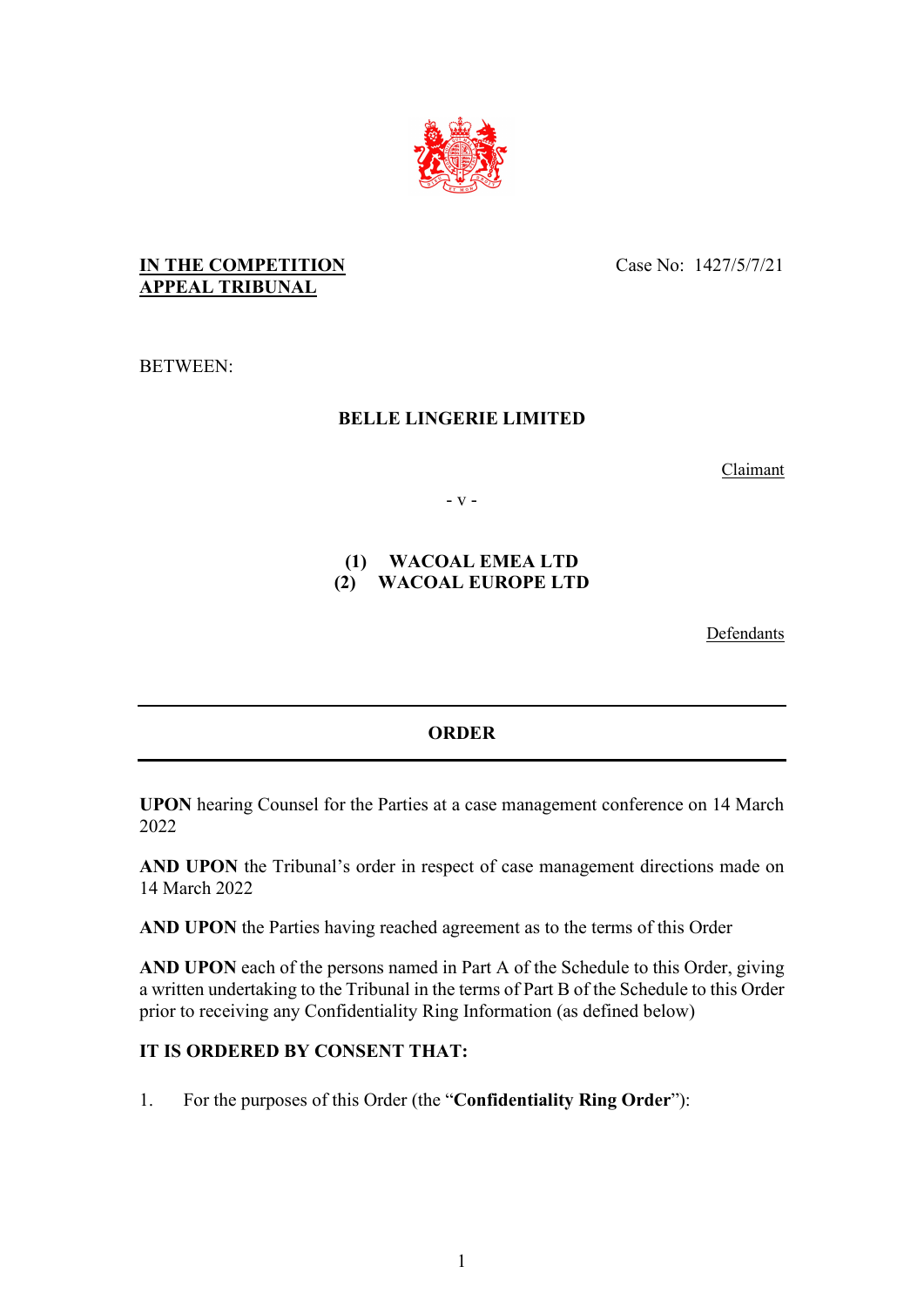**IN THE COMPETITION APPEAL TRIBUNAL**

Case No: 1427/5/7/21

BETWEEN:

**BELLE LINGERIE LIMITED**

Claimant

\- v -

**(1) WACOAL EMEA LTD**
**(2) WACOAL EUROPE LTD**

Defendants

---

**ORDER**

---

**UPON** hearing Counsel for the Parties at a case management conference on 14 March 2022

**AND UPON** the Tribunal's order in respect of case management directions made on 14 March 2022

**AND UPON** the Parties having reached agreement as to the terms of this Order

**AND UPON** each of the persons named in Part A of the Schedule to this Order, giving a written undertaking to the Tribunal in the terms of Part B of the Schedule to this Order prior to receiving any Confidentiality Ring Information (as defined below)

**IT IS ORDERED BY CONSENT THAT:**

1. For the purposes of this Order (the "**Confidentiality Ring Order**"):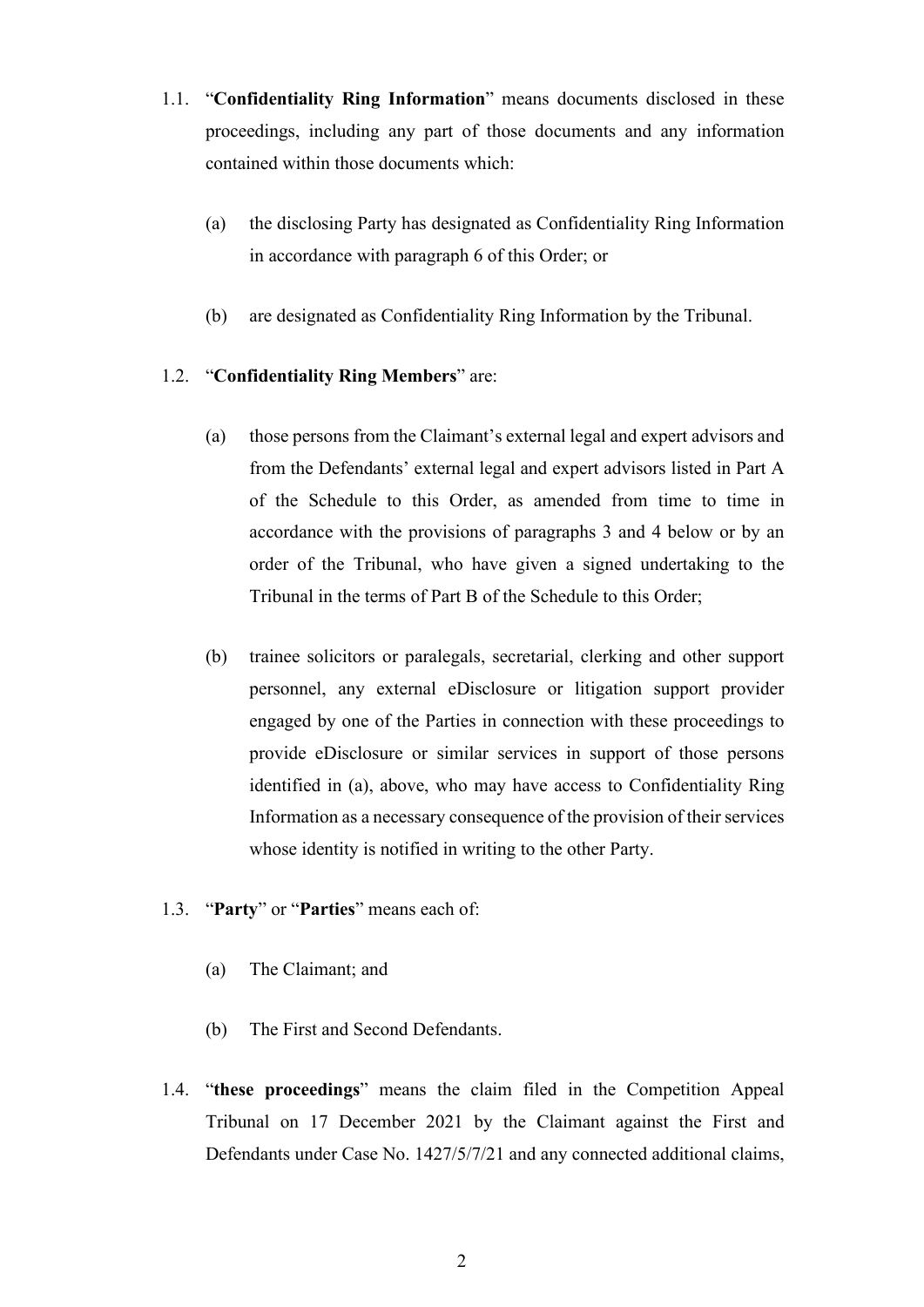1.1. "**Confidentiality Ring Information**" means documents disclosed in these proceedings, including any part of those documents and any information contained within those documents which:

   (a) the disclosing Party has designated as Confidentiality Ring Information in accordance with paragraph 6 of this Order; or

   (b) are designated as Confidentiality Ring Information by the Tribunal.

1.2. "**Confidentiality Ring Members**" are:

   (a) those persons from the Claimant's external legal and expert advisors and from the Defendants' external legal and expert advisors listed in Part A of the Schedule to this Order, as amended from time to time in accordance with the provisions of paragraphs 3 and 4 below or by an order of the Tribunal, who have given a signed undertaking to the Tribunal in the terms of Part B of the Schedule to this Order;

   (b) trainee solicitors or paralegals, secretarial, clerking and other support personnel, any external eDisclosure or litigation support provider engaged by one of the Parties in connection with these proceedings to provide eDisclosure or similar services in support of those persons identified in (a), above, who may have access to Confidentiality Ring Information as a necessary consequence of the provision of their services whose identity is notified in writing to the other Party.

1.3. "**Party**" or "**Parties**" means each of:

   (a) The Claimant; and

   (b) The First and Second Defendants.

1.4. "**these proceedings**" means the claim filed in the Competition Appeal Tribunal on 17 December 2021 by the Claimant against the First and Defendants under Case No. 1427/5/7/21 and any connected additional claims,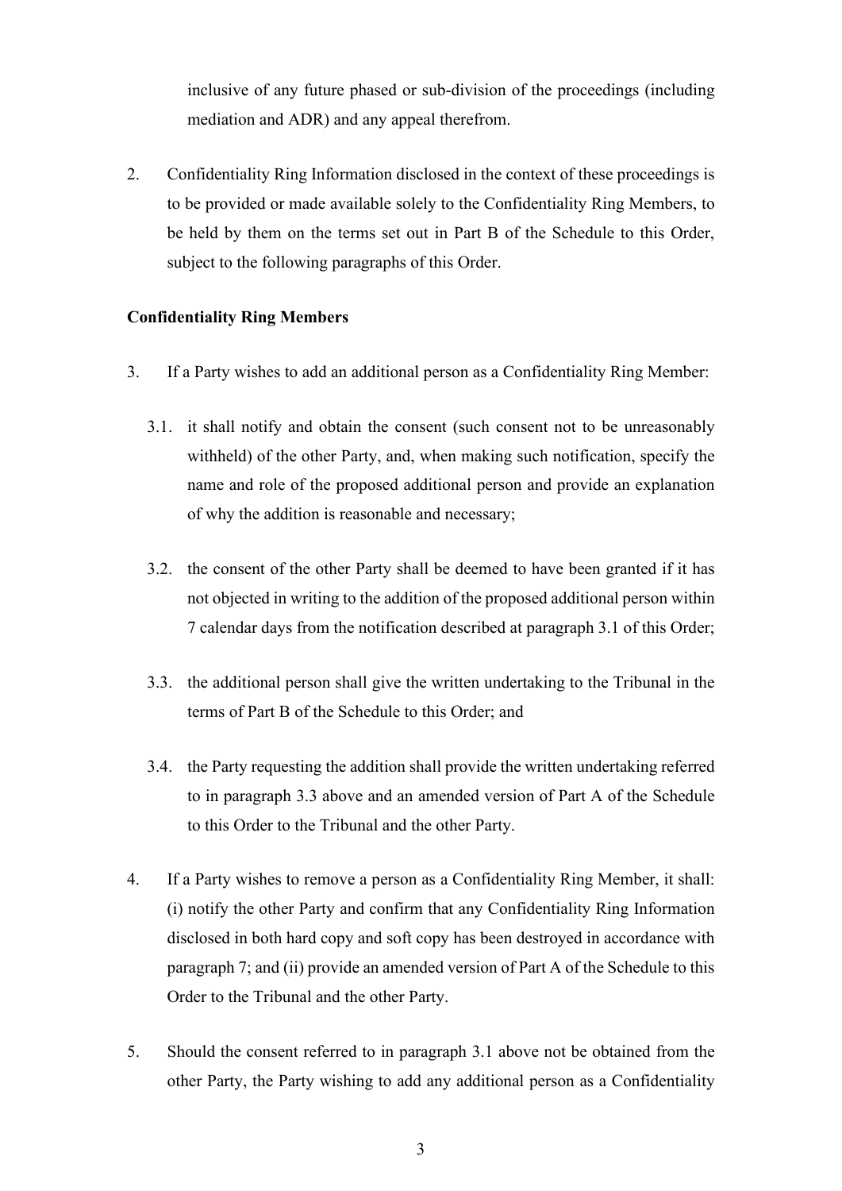inclusive of any future phased or sub-division of the proceedings (including mediation and ADR) and any appeal therefrom.

2. Confidentiality Ring Information disclosed in the context of these proceedings is to be provided or made available solely to the Confidentiality Ring Members, to be held by them on the terms set out in Part B of the Schedule to this Order, subject to the following paragraphs of this Order.

**Confidentiality Ring Members**

3. If a Party wishes to add an additional person as a Confidentiality Ring Member:

   3.1. it shall notify and obtain the consent (such consent not to be unreasonably withheld) of the other Party, and, when making such notification, specify the name and role of the proposed additional person and provide an explanation of why the addition is reasonable and necessary;

   3.2. the consent of the other Party shall be deemed to have been granted if it has not objected in writing to the addition of the proposed additional person within 7 calendar days from the notification described at paragraph 3.1 of this Order;

   3.3. the additional person shall give the written undertaking to the Tribunal in the terms of Part B of the Schedule to this Order; and

   3.4. the Party requesting the addition shall provide the written undertaking referred to in paragraph 3.3 above and an amended version of Part A of the Schedule to this Order to the Tribunal and the other Party.

4. If a Party wishes to remove a person as a Confidentiality Ring Member, it shall: (i) notify the other Party and confirm that any Confidentiality Ring Information disclosed in both hard copy and soft copy has been destroyed in accordance with paragraph 7; and (ii) provide an amended version of Part A of the Schedule to this Order to the Tribunal and the other Party.

5. Should the consent referred to in paragraph 3.1 above not be obtained from the other Party, the Party wishing to add any additional person as a Confidentiality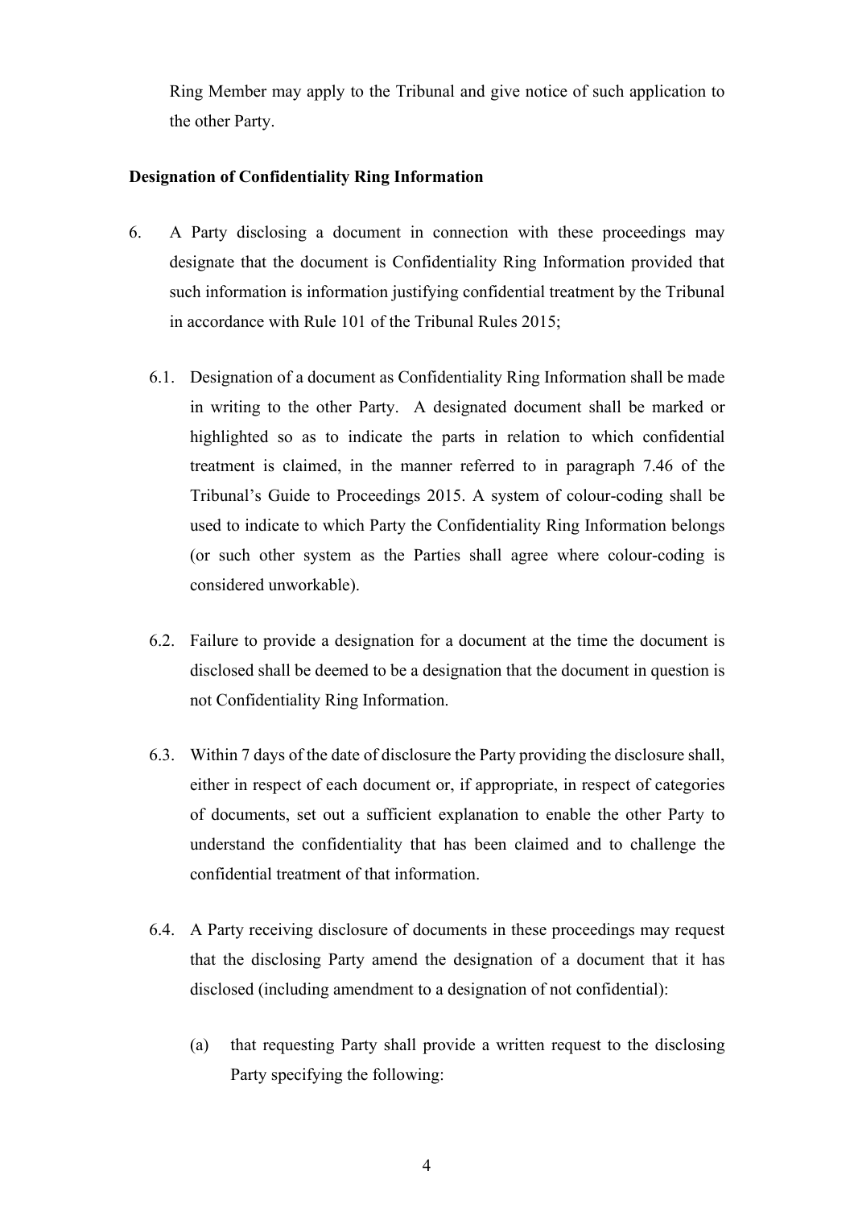Ring Member may apply to the Tribunal and give notice of such application to the other Party.

**Designation of Confidentiality Ring Information**

6. A Party disclosing a document in connection with these proceedings may designate that the document is Confidentiality Ring Information provided that such information is information justifying confidential treatment by the Tribunal in accordance with Rule 101 of the Tribunal Rules 2015;

   6.1. Designation of a document as Confidentiality Ring Information shall be made in writing to the other Party. A designated document shall be marked or highlighted so as to indicate the parts in relation to which confidential treatment is claimed, in the manner referred to in paragraph 7.46 of the Tribunal's Guide to Proceedings 2015. A system of colour-coding shall be used to indicate to which Party the Confidentiality Ring Information belongs (or such other system as the Parties shall agree where colour-coding is considered unworkable).

   6.2. Failure to provide a designation for a document at the time the document is disclosed shall be deemed to be a designation that the document in question is not Confidentiality Ring Information.

   6.3. Within 7 days of the date of disclosure the Party providing the disclosure shall, either in respect of each document or, if appropriate, in respect of categories of documents, set out a sufficient explanation to enable the other Party to understand the confidentiality that has been claimed and to challenge the confidential treatment of that information.

   6.4. A Party receiving disclosure of documents in these proceedings may request that the disclosing Party amend the designation of a document that it has disclosed (including amendment to a designation of not confidential):

      (a) that requesting Party shall provide a written request to the disclosing Party specifying the following: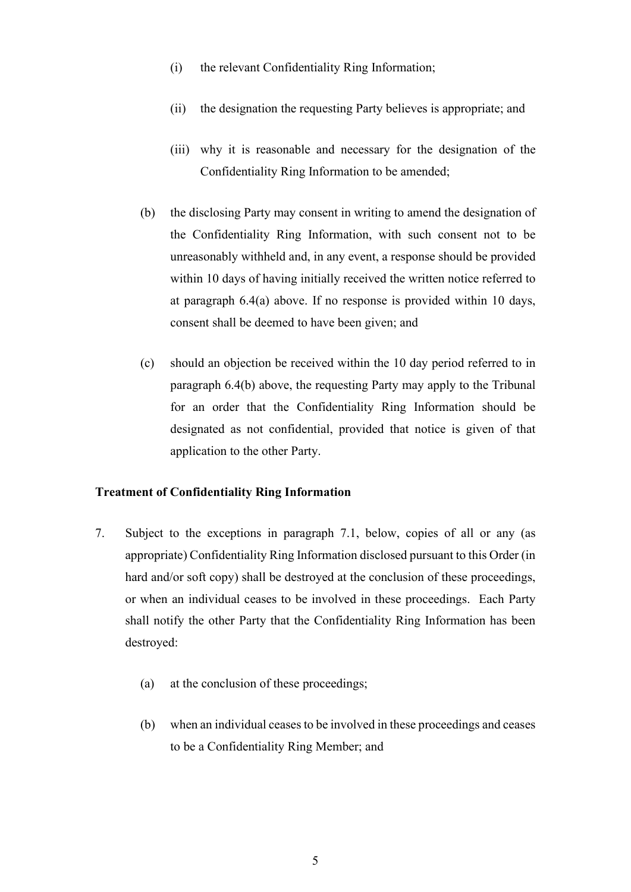(i) the relevant Confidentiality Ring Information;

(ii) the designation the requesting Party believes is appropriate; and

(iii) why it is reasonable and necessary for the designation of the Confidentiality Ring Information to be amended;

(b) the disclosing Party may consent in writing to amend the designation of the Confidentiality Ring Information, with such consent not to be unreasonably withheld and, in any event, a response should be provided within 10 days of having initially received the written notice referred to at paragraph 6.4(a) above. If no response is provided within 10 days, consent shall be deemed to have been given; and

(c) should an objection be received within the 10 day period referred to in paragraph 6.4(b) above, the requesting Party may apply to the Tribunal for an order that the Confidentiality Ring Information should be designated as not confidential, provided that notice is given of that application to the other Party.

**Treatment of Confidentiality Ring Information**

7. Subject to the exceptions in paragraph 7.1, below, copies of all or any (as appropriate) Confidentiality Ring Information disclosed pursuant to this Order (in hard and/or soft copy) shall be destroyed at the conclusion of these proceedings, or when an individual ceases to be involved in these proceedings. Each Party shall notify the other Party that the Confidentiality Ring Information has been destroyed:

   (a) at the conclusion of these proceedings;

   (b) when an individual ceases to be involved in these proceedings and ceases to be a Confidentiality Ring Member; and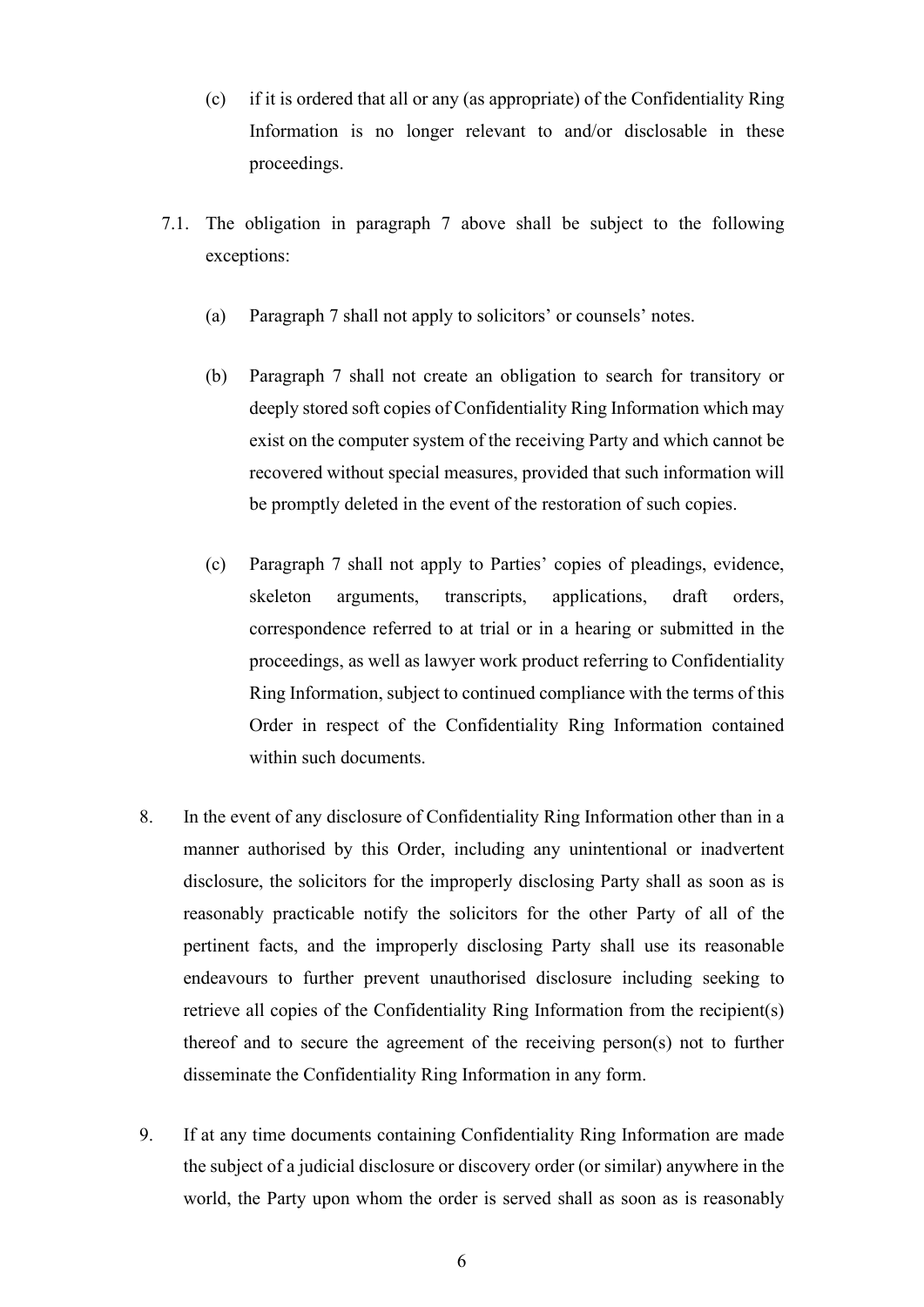(c) if it is ordered that all or any (as appropriate) of the Confidentiality Ring Information is no longer relevant to and/or disclosable in these proceedings.

7.1. The obligation in paragraph 7 above shall be subject to the following exceptions:

(a) Paragraph 7 shall not apply to solicitors' or counsels' notes.

(b) Paragraph 7 shall not create an obligation to search for transitory or deeply stored soft copies of Confidentiality Ring Information which may exist on the computer system of the receiving Party and which cannot be recovered without special measures, provided that such information will be promptly deleted in the event of the restoration of such copies.

(c) Paragraph 7 shall not apply to Parties' copies of pleadings, evidence, skeleton arguments, transcripts, applications, draft orders, correspondence referred to at trial or in a hearing or submitted in the proceedings, as well as lawyer work product referring to Confidentiality Ring Information, subject to continued compliance with the terms of this Order in respect of the Confidentiality Ring Information contained within such documents.

8. In the event of any disclosure of Confidentiality Ring Information other than in a manner authorised by this Order, including any unintentional or inadvertent disclosure, the solicitors for the improperly disclosing Party shall as soon as is reasonably practicable notify the solicitors for the other Party of all of the pertinent facts, and the improperly disclosing Party shall use its reasonable endeavours to further prevent unauthorised disclosure including seeking to retrieve all copies of the Confidentiality Ring Information from the recipient(s) thereof and to secure the agreement of the receiving person(s) not to further disseminate the Confidentiality Ring Information in any form.

9. If at any time documents containing Confidentiality Ring Information are made the subject of a judicial disclosure or discovery order (or similar) anywhere in the world, the Party upon whom the order is served shall as soon as is reasonably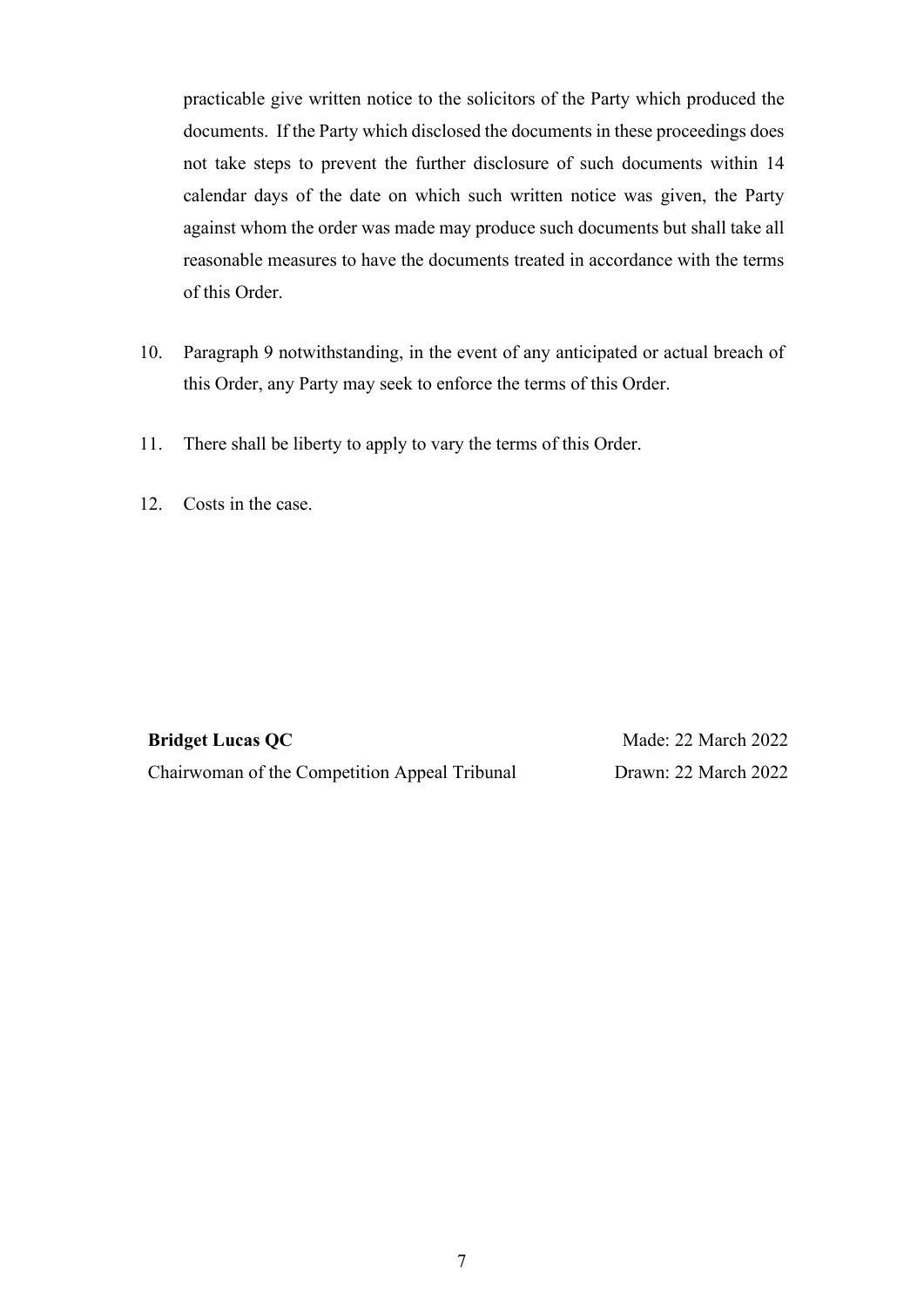practicable give written notice to the solicitors of the Party which produced the documents. If the Party which disclosed the documents in these proceedings does not take steps to prevent the further disclosure of such documents within 14 calendar days of the date on which such written notice was given, the Party against whom the order was made may produce such documents but shall take all reasonable measures to have the documents treated in accordance with the terms of this Order.

10. Paragraph 9 notwithstanding, in the event of any anticipated or actual breach of this Order, any Party may seek to enforce the terms of this Order.

11. There shall be liberty to apply to vary the terms of this Order.

12. Costs in the case.

**Bridget Lucas QC**
Chairwoman of the Competition Appeal Tribunal

Made: 22 March 2022
Drawn: 22 March 2022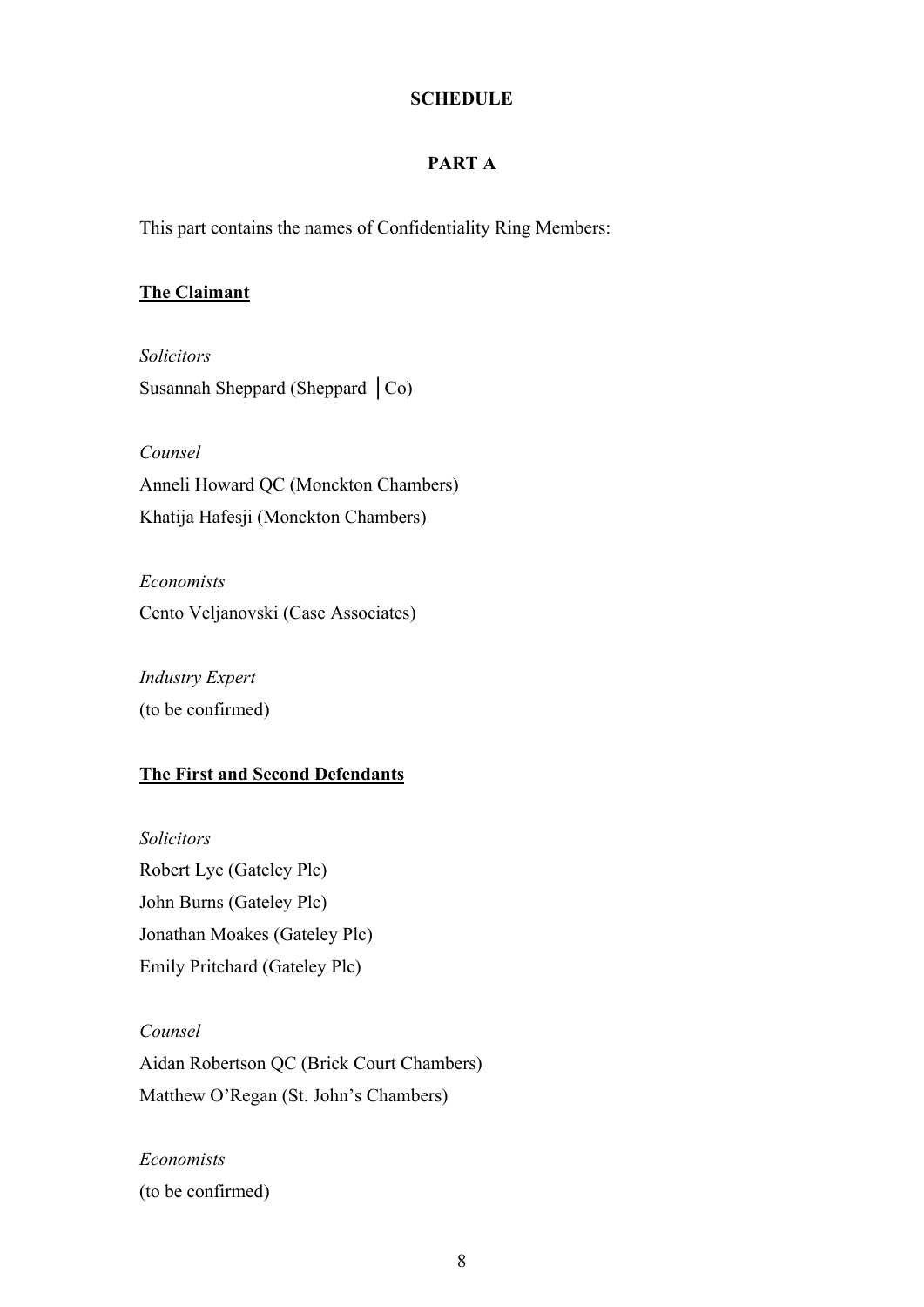**SCHEDULE**

**PART A**

This part contains the names of Confidentiality Ring Members:

**The Claimant**

*Solicitors*

Susannah Sheppard (Sheppard │Co)

*Counsel*

Anneli Howard QC (Monckton Chambers)

Khatija Hafesji (Monckton Chambers)

*Economists*

Cento Veljanovski (Case Associates)

*Industry Expert*

(to be confirmed)

**The First and Second Defendants**

*Solicitors*

Robert Lye (Gateley Plc)

John Burns (Gateley Plc)

Jonathan Moakes (Gateley Plc)

Emily Pritchard (Gateley Plc)

*Counsel*

Aidan Robertson QC (Brick Court Chambers)

Matthew O'Regan (St. John's Chambers)

*Economists*

(to be confirmed)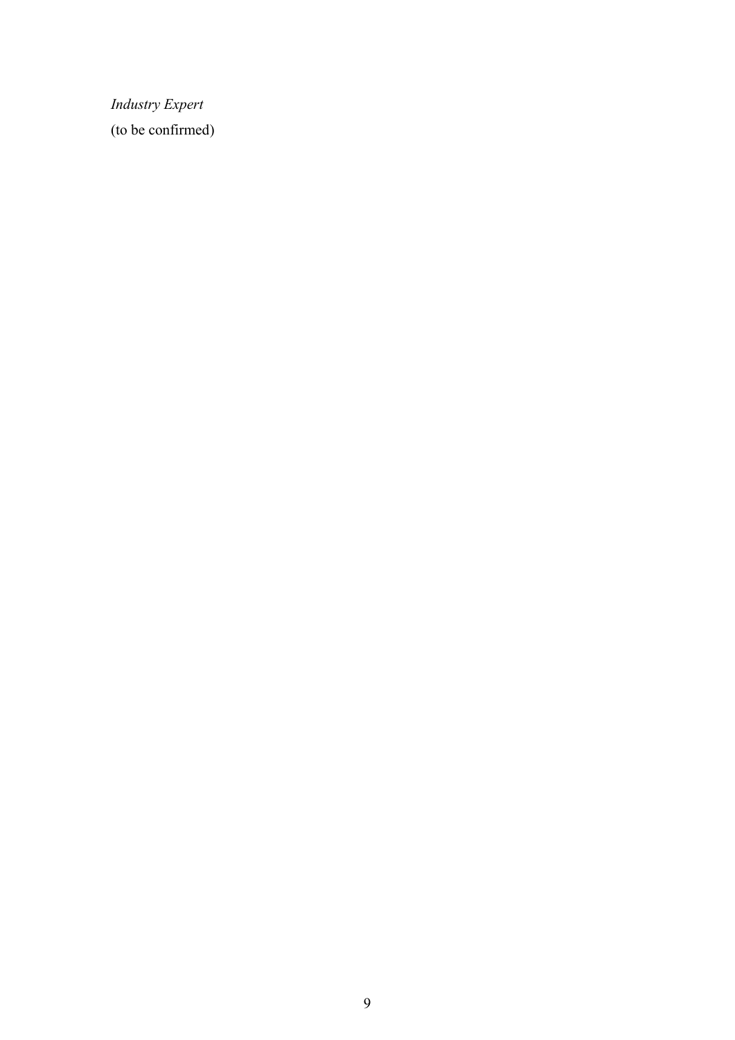*Industry Expert*

(to be confirmed)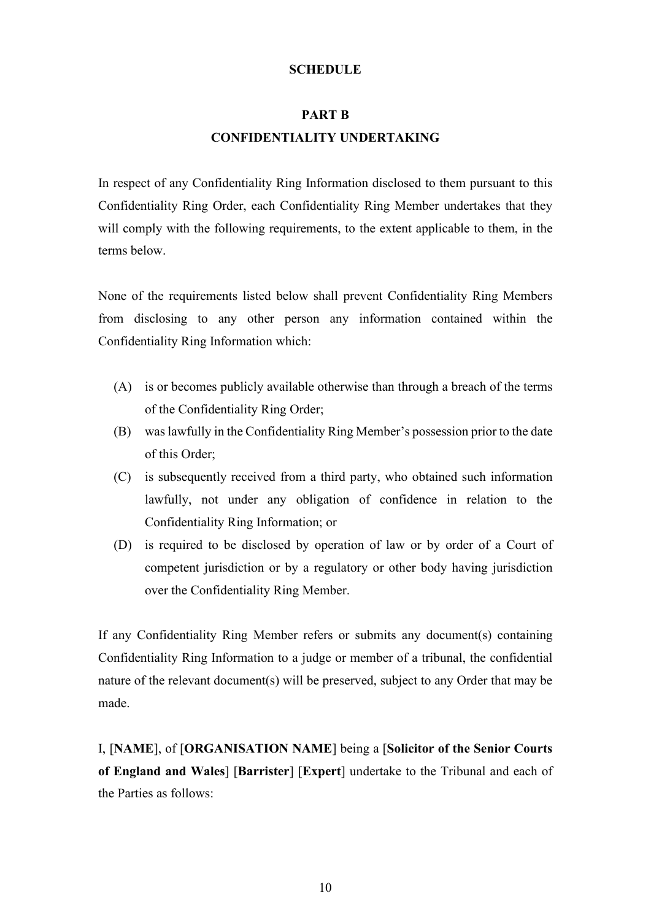**SCHEDULE**

**PART B**

**CONFIDENTIALITY UNDERTAKING**

In respect of any Confidentiality Ring Information disclosed to them pursuant to this Confidentiality Ring Order, each Confidentiality Ring Member undertakes that they will comply with the following requirements, to the extent applicable to them, in the terms below.

None of the requirements listed below shall prevent Confidentiality Ring Members from disclosing to any other person any information contained within the Confidentiality Ring Information which:

(A) is or becomes publicly available otherwise than through a breach of the terms of the Confidentiality Ring Order;

(B) was lawfully in the Confidentiality Ring Member's possession prior to the date of this Order;

(C) is subsequently received from a third party, who obtained such information lawfully, not under any obligation of confidence in relation to the Confidentiality Ring Information; or

(D) is required to be disclosed by operation of law or by order of a Court of competent jurisdiction or by a regulatory or other body having jurisdiction over the Confidentiality Ring Member.

If any Confidentiality Ring Member refers or submits any document(s) containing Confidentiality Ring Information to a judge or member of a tribunal, the confidential nature of the relevant document(s) will be preserved, subject to any Order that may be made.

I, [**NAME**], of [**ORGANISATION NAME**] being a [**Solicitor of the Senior Courts of England and Wales**] [**Barrister**] [**Expert**] undertake to the Tribunal and each of the Parties as follows: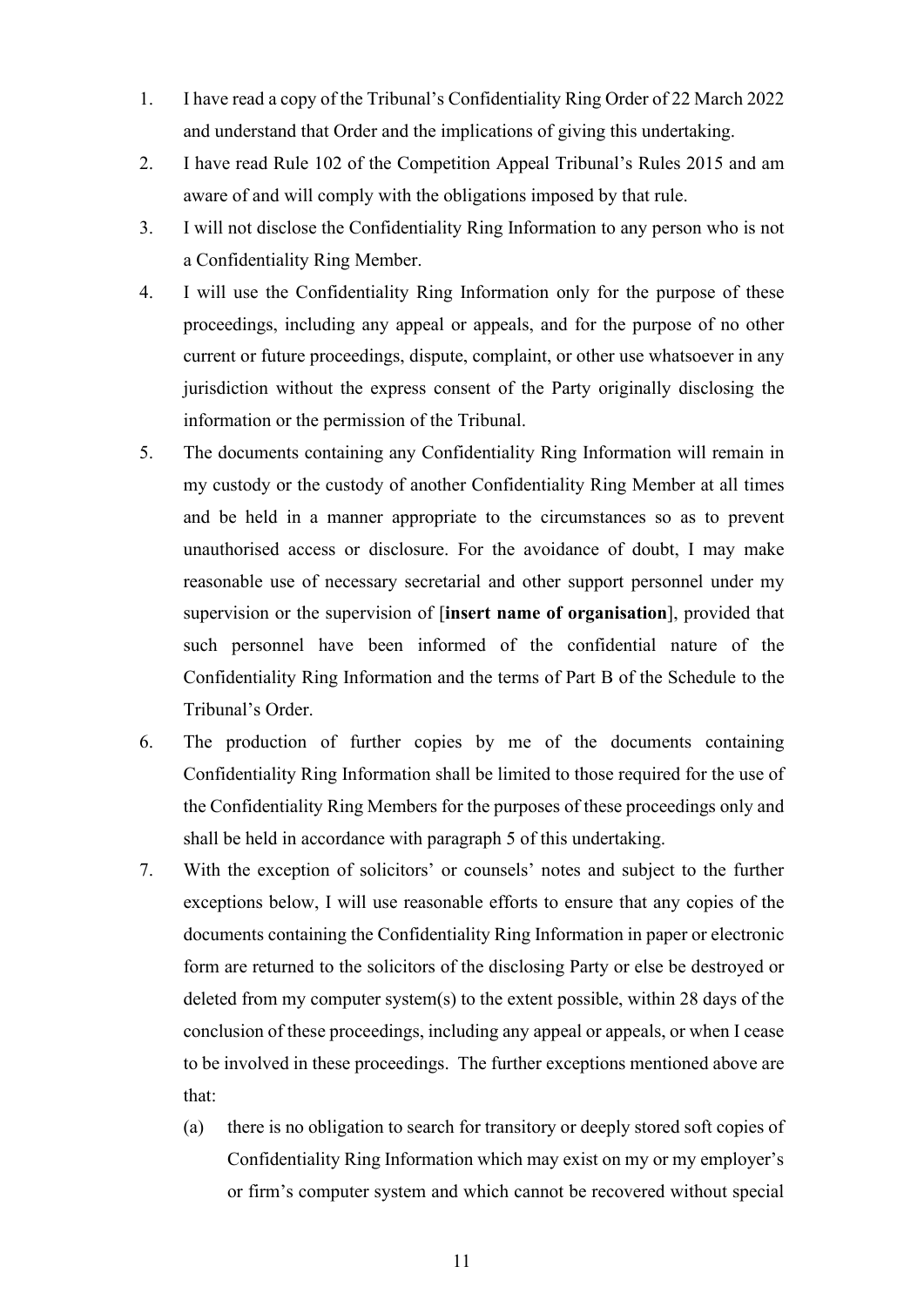1. I have read a copy of the Tribunal's Confidentiality Ring Order of 22 March 2022 and understand that Order and the implications of giving this undertaking.
2. I have read Rule 102 of the Competition Appeal Tribunal's Rules 2015 and am aware of and will comply with the obligations imposed by that rule.
3. I will not disclose the Confidentiality Ring Information to any person who is not a Confidentiality Ring Member.
4. I will use the Confidentiality Ring Information only for the purpose of these proceedings, including any appeal or appeals, and for the purpose of no other current or future proceedings, dispute, complaint, or other use whatsoever in any jurisdiction without the express consent of the Party originally disclosing the information or the permission of the Tribunal.
5. The documents containing any Confidentiality Ring Information will remain in my custody or the custody of another Confidentiality Ring Member at all times and be held in a manner appropriate to the circumstances so as to prevent unauthorised access or disclosure. For the avoidance of doubt, I may make reasonable use of necessary secretarial and other support personnel under my supervision or the supervision of [**insert name of organisation**], provided that such personnel have been informed of the confidential nature of the Confidentiality Ring Information and the terms of Part B of the Schedule to the Tribunal's Order.
6. The production of further copies by me of the documents containing Confidentiality Ring Information shall be limited to those required for the use of the Confidentiality Ring Members for the purposes of these proceedings only and shall be held in accordance with paragraph 5 of this undertaking.
7. With the exception of solicitors' or counsels' notes and subject to the further exceptions below, I will use reasonable efforts to ensure that any copies of the documents containing the Confidentiality Ring Information in paper or electronic form are returned to the solicitors of the disclosing Party or else be destroyed or deleted from my computer system(s) to the extent possible, within 28 days of the conclusion of these proceedings, including any appeal or appeals, or when I cease to be involved in these proceedings. The further exceptions mentioned above are that:
   (a) there is no obligation to search for transitory or deeply stored soft copies of Confidentiality Ring Information which may exist on my or my employer's or firm's computer system and which cannot be recovered without special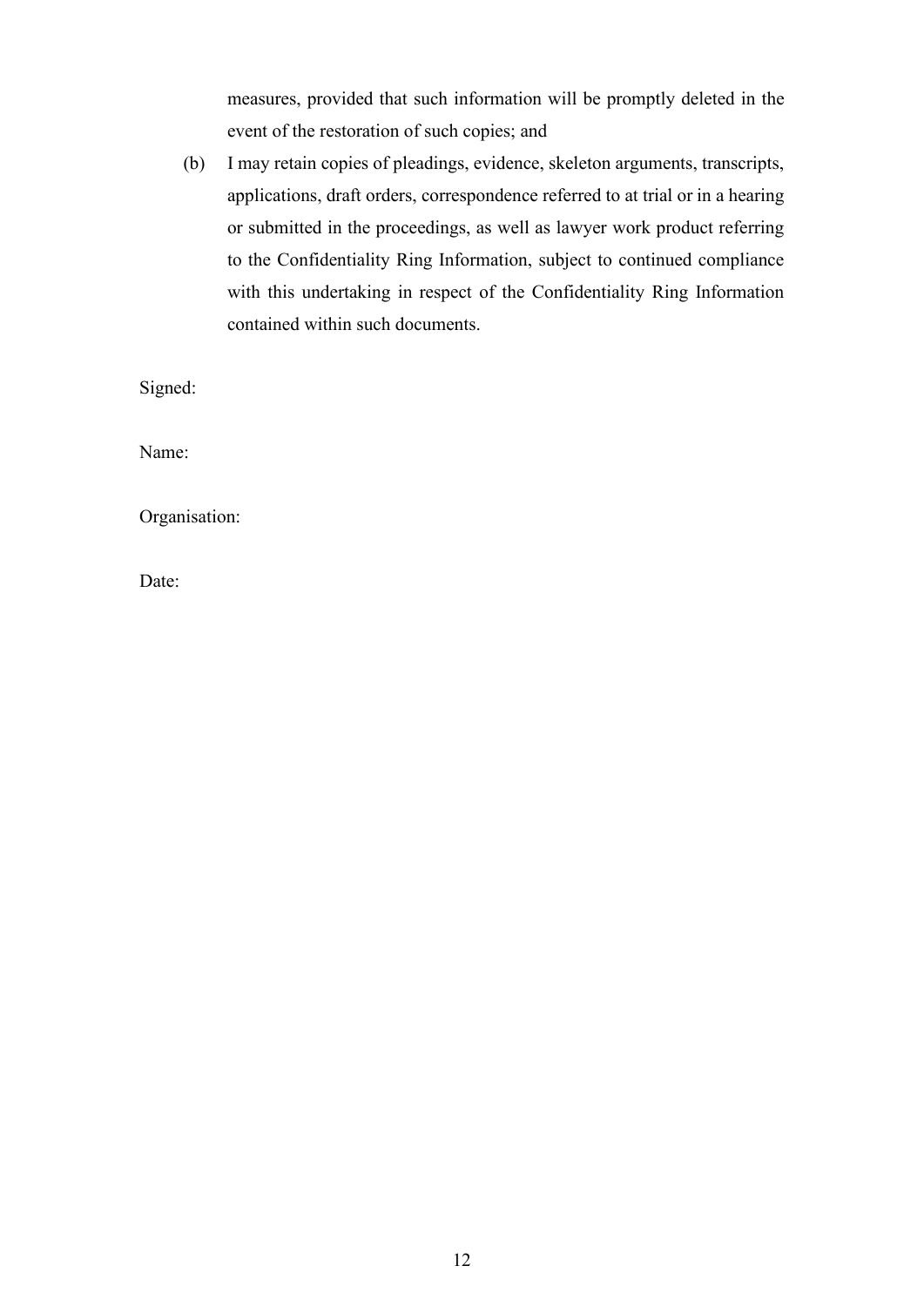measures, provided that such information will be promptly deleted in the event of the restoration of such copies; and

(b) I may retain copies of pleadings, evidence, skeleton arguments, transcripts, applications, draft orders, correspondence referred to at trial or in a hearing or submitted in the proceedings, as well as lawyer work product referring to the Confidentiality Ring Information, subject to continued compliance with this undertaking in respect of the Confidentiality Ring Information contained within such documents.

Signed:

Name:

Organisation:

Date: